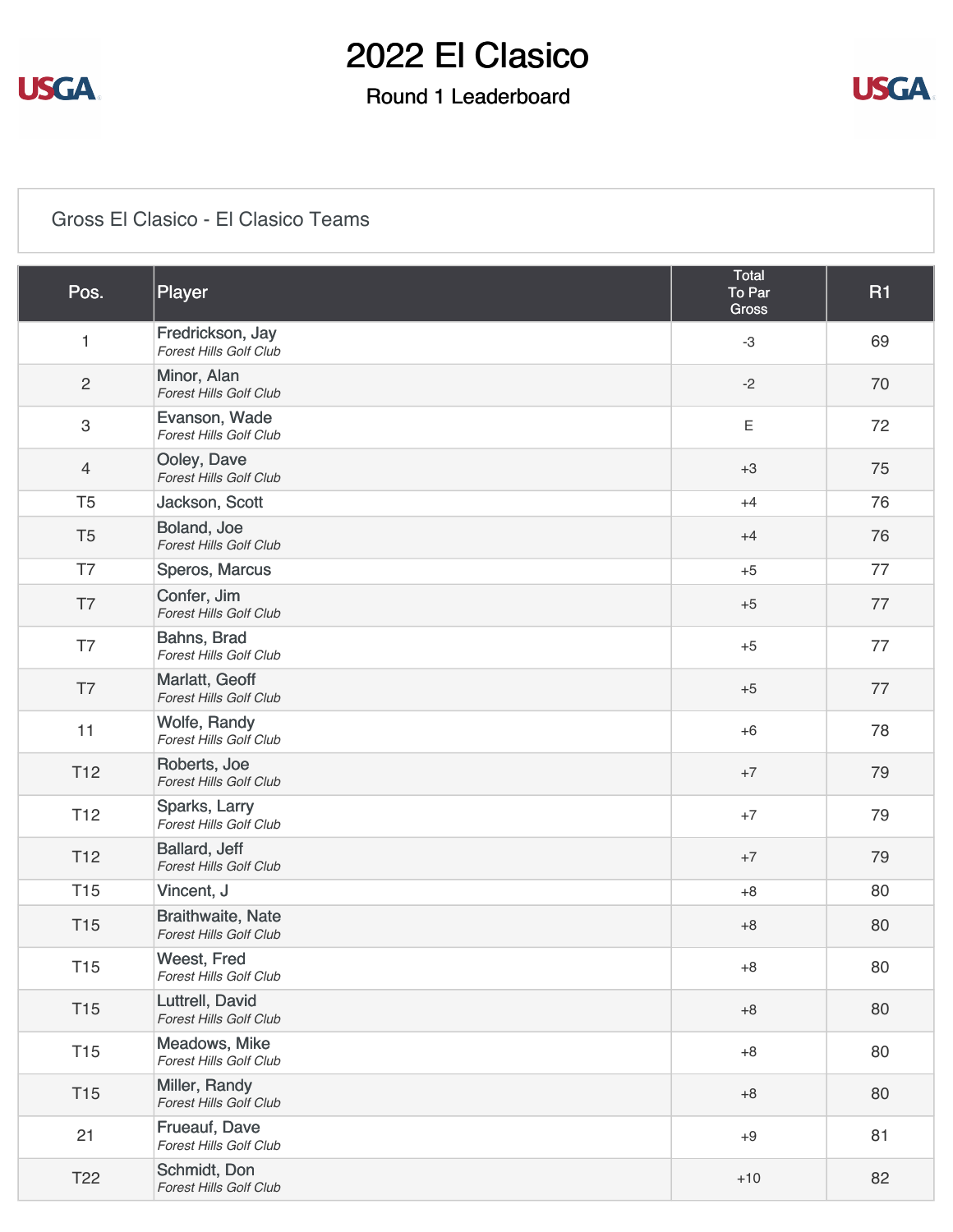# 2022 El Clasico

## Round 1 Leaderboard

Gross El Clasico - El Clasico Teams

| Pos. | Player | Total To Par Gross | R1 |
|---|---|---|---|
| 1 | Fredrickson, Jay *Forest Hills Golf Club* | -3 | 69 |
| 2 | Minor, Alan *Forest Hills Golf Club* | -2 | 70 |
| 3 | Evanson, Wade *Forest Hills Golf Club* | E | 72 |
| 4 | Ooley, Dave *Forest Hills Golf Club* | +3 | 75 |
| T5 | Jackson, Scott | +4 | 76 |
| T5 | Boland, Joe *Forest Hills Golf Club* | +4 | 76 |
| T7 | Speros, Marcus | +5 | 77 |
| T7 | Confer, Jim *Forest Hills Golf Club* | +5 | 77 |
| T7 | Bahns, Brad *Forest Hills Golf Club* | +5 | 77 |
| T7 | Marlatt, Geoff *Forest Hills Golf Club* | +5 | 77 |
| 11 | Wolfe, Randy *Forest Hills Golf Club* | +6 | 78 |
| T12 | Roberts, Joe *Forest Hills Golf Club* | +7 | 79 |
| T12 | Sparks, Larry *Forest Hills Golf Club* | +7 | 79 |
| T12 | Ballard, Jeff *Forest Hills Golf Club* | +7 | 79 |
| T15 | Vincent, J | +8 | 80 |
| T15 | Braithwaite, Nate *Forest Hills Golf Club* | +8 | 80 |
| T15 | Weest, Fred *Forest Hills Golf Club* | +8 | 80 |
| T15 | Luttrell, David *Forest Hills Golf Club* | +8 | 80 |
| T15 | Meadows, Mike *Forest Hills Golf Club* | +8 | 80 |
| T15 | Miller, Randy *Forest Hills Golf Club* | +8 | 80 |
| 21 | Frueauf, Dave *Forest Hills Golf Club* | +9 | 81 |
| T22 | Schmidt, Don *Forest Hills Golf Club* | +10 | 82 |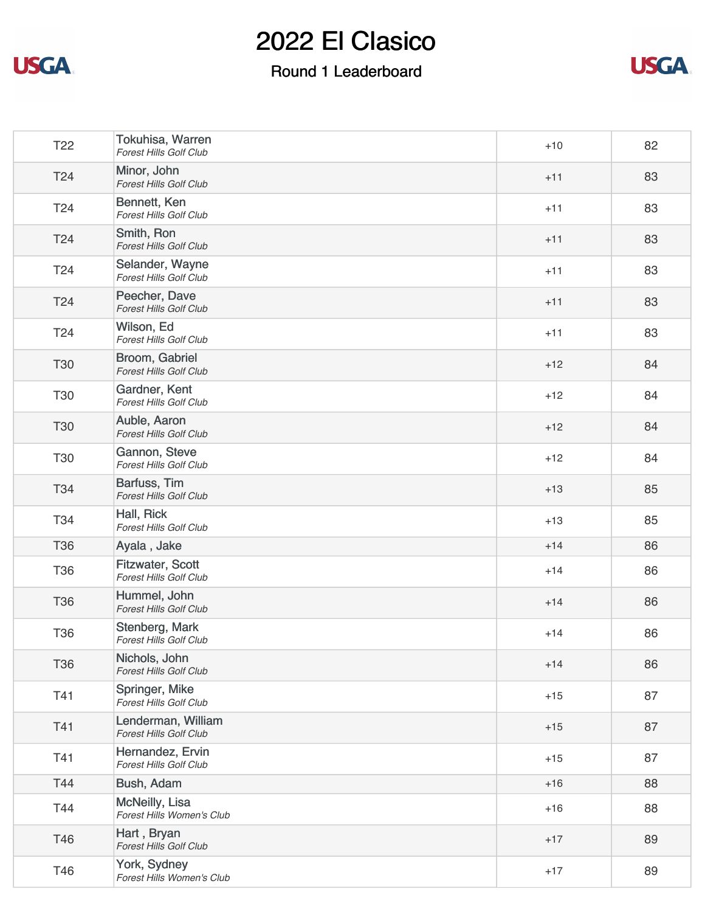# 2022 El Clasico

## Round 1 Leaderboard

| | | | |
|---|---|---|---|
| T22 | Tokuhisa, Warren<br>*Forest Hills Golf Club* | +10 | 82 |
| T24 | Minor, John<br>*Forest Hills Golf Club* | +11 | 83 |
| T24 | Bennett, Ken<br>*Forest Hills Golf Club* | +11 | 83 |
| T24 | Smith, Ron<br>*Forest Hills Golf Club* | +11 | 83 |
| T24 | Selander, Wayne<br>*Forest Hills Golf Club* | +11 | 83 |
| T24 | Peecher, Dave<br>*Forest Hills Golf Club* | +11 | 83 |
| T24 | Wilson, Ed<br>*Forest Hills Golf Club* | +11 | 83 |
| T30 | Broom, Gabriel<br>*Forest Hills Golf Club* | +12 | 84 |
| T30 | Gardner, Kent<br>*Forest Hills Golf Club* | +12 | 84 |
| T30 | Auble, Aaron<br>*Forest Hills Golf Club* | +12 | 84 |
| T30 | Gannon, Steve<br>*Forest Hills Golf Club* | +12 | 84 |
| T34 | Barfuss, Tim<br>*Forest Hills Golf Club* | +13 | 85 |
| T34 | Hall, Rick<br>*Forest Hills Golf Club* | +13 | 85 |
| T36 | Ayala , Jake | +14 | 86 |
| T36 | Fitzwater, Scott<br>*Forest Hills Golf Club* | +14 | 86 |
| T36 | Hummel, John<br>*Forest Hills Golf Club* | +14 | 86 |
| T36 | Stenberg, Mark<br>*Forest Hills Golf Club* | +14 | 86 |
| T36 | Nichols, John<br>*Forest Hills Golf Club* | +14 | 86 |
| T41 | Springer, Mike<br>*Forest Hills Golf Club* | +15 | 87 |
| T41 | Lenderman, William<br>*Forest Hills Golf Club* | +15 | 87 |
| T41 | Hernandez, Ervin<br>*Forest Hills Golf Club* | +15 | 87 |
| T44 | Bush, Adam | +16 | 88 |
| T44 | McNeilly, Lisa<br>*Forest Hills Women's Club* | +16 | 88 |
| T46 | Hart , Bryan<br>*Forest Hills Golf Club* | +17 | 89 |
| T46 | York, Sydney<br>*Forest Hills Women's Club* | +17 | 89 |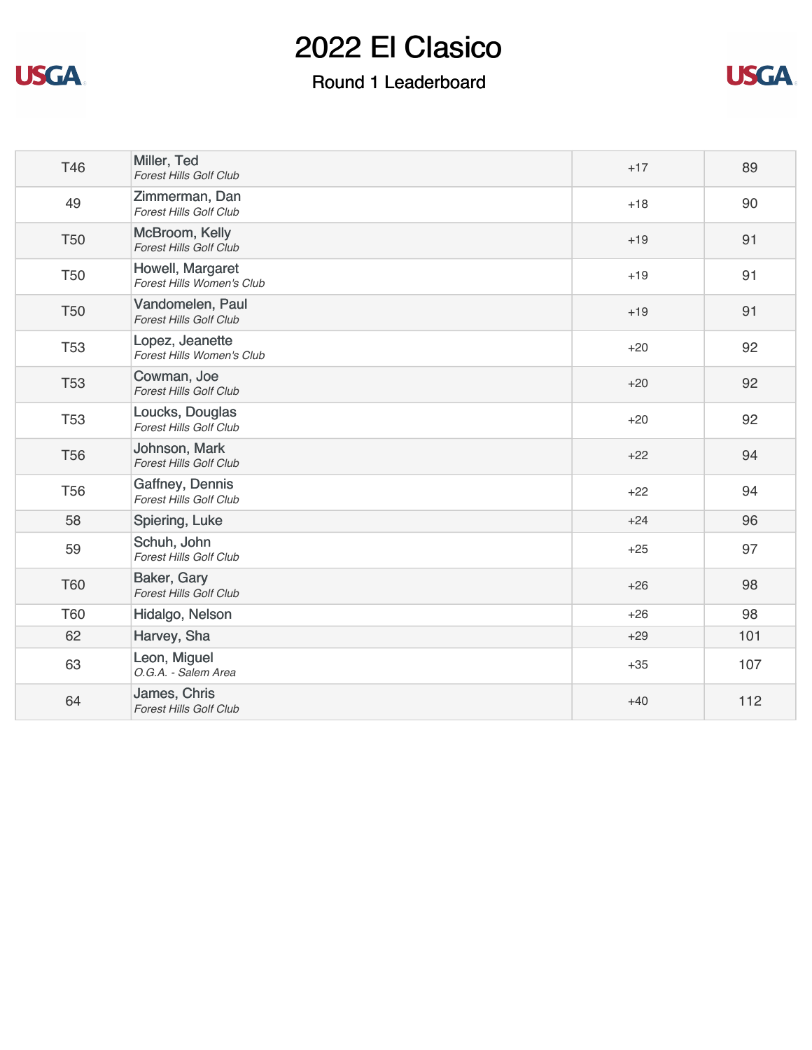# 2022 El Clasico

## Round 1 Leaderboard

| Pos | Player | To Par | Score |
| --- | --- | --- | --- |
| T46 | Miller, Ted<br>*Forest Hills Golf Club* | +17 | 89 |
| 49 | Zimmerman, Dan<br>*Forest Hills Golf Club* | +18 | 90 |
| T50 | McBroom, Kelly<br>*Forest Hills Golf Club* | +19 | 91 |
| T50 | Howell, Margaret<br>*Forest Hills Women's Club* | +19 | 91 |
| T50 | Vandomelen, Paul<br>*Forest Hills Golf Club* | +19 | 91 |
| T53 | Lopez, Jeanette<br>*Forest Hills Women's Club* | +20 | 92 |
| T53 | Cowman, Joe<br>*Forest Hills Golf Club* | +20 | 92 |
| T53 | Loucks, Douglas<br>*Forest Hills Golf Club* | +20 | 92 |
| T56 | Johnson, Mark<br>*Forest Hills Golf Club* | +22 | 94 |
| T56 | Gaffney, Dennis<br>*Forest Hills Golf Club* | +22 | 94 |
| 58 | Spiering, Luke | +24 | 96 |
| 59 | Schuh, John<br>*Forest Hills Golf Club* | +25 | 97 |
| T60 | Baker, Gary<br>*Forest Hills Golf Club* | +26 | 98 |
| T60 | Hidalgo, Nelson | +26 | 98 |
| 62 | Harvey, Sha | +29 | 101 |
| 63 | Leon, Miguel<br>*O.G.A. - Salem Area* | +35 | 107 |
| 64 | James, Chris<br>*Forest Hills Golf Club* | +40 | 112 |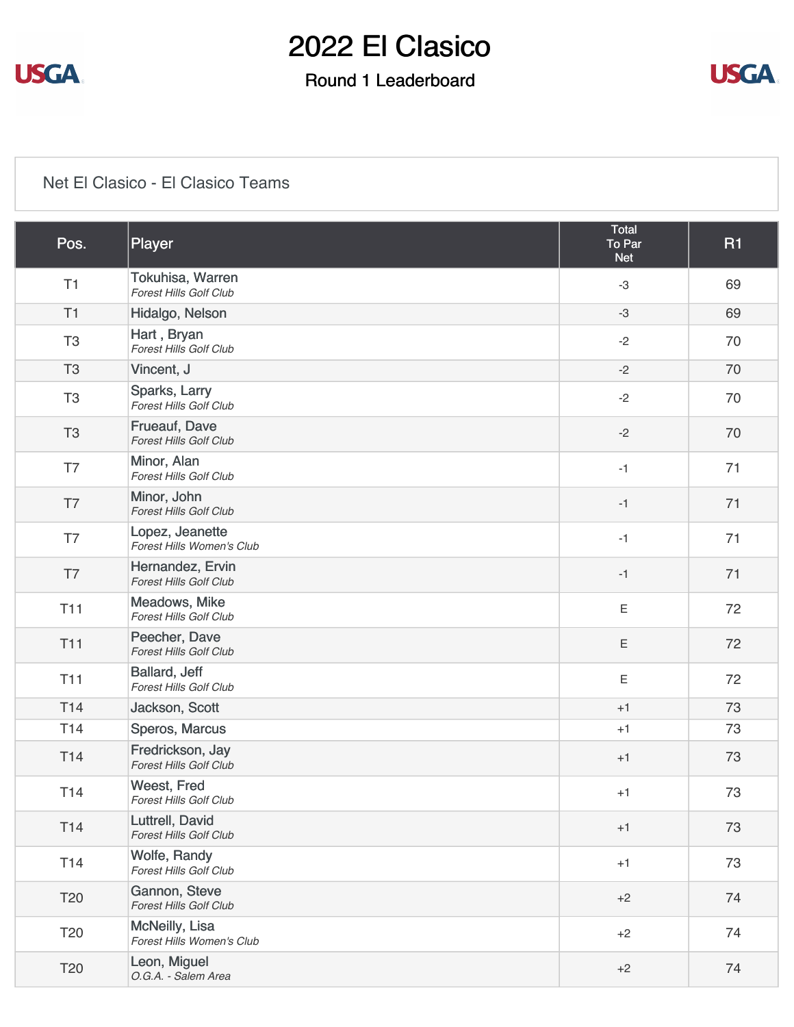# 2022 El Clasico

## Round 1 Leaderboard

Net El Clasico - El Clasico Teams

| Pos. | Player | Total To Par Net | R1 |
|---|---|---|---|
| T1 | Tokuhisa, Warren *Forest Hills Golf Club* | -3 | 69 |
| T1 | Hidalgo, Nelson | -3 | 69 |
| T3 | Hart , Bryan *Forest Hills Golf Club* | -2 | 70 |
| T3 | Vincent, J | -2 | 70 |
| T3 | Sparks, Larry *Forest Hills Golf Club* | -2 | 70 |
| T3 | Frueauf, Dave *Forest Hills Golf Club* | -2 | 70 |
| T7 | Minor, Alan *Forest Hills Golf Club* | -1 | 71 |
| T7 | Minor, John *Forest Hills Golf Club* | -1 | 71 |
| T7 | Lopez, Jeanette *Forest Hills Women's Club* | -1 | 71 |
| T7 | Hernandez, Ervin *Forest Hills Golf Club* | -1 | 71 |
| T11 | Meadows, Mike *Forest Hills Golf Club* | E | 72 |
| T11 | Peecher, Dave *Forest Hills Golf Club* | E | 72 |
| T11 | Ballard, Jeff *Forest Hills Golf Club* | E | 72 |
| T14 | Jackson, Scott | +1 | 73 |
| T14 | Speros, Marcus | +1 | 73 |
| T14 | Fredrickson, Jay *Forest Hills Golf Club* | +1 | 73 |
| T14 | Weest, Fred *Forest Hills Golf Club* | +1 | 73 |
| T14 | Luttrell, David *Forest Hills Golf Club* | +1 | 73 |
| T14 | Wolfe, Randy *Forest Hills Golf Club* | +1 | 73 |
| T20 | Gannon, Steve *Forest Hills Golf Club* | +2 | 74 |
| T20 | McNeilly, Lisa *Forest Hills Women's Club* | +2 | 74 |
| T20 | Leon, Miguel *O.G.A. - Salem Area* | +2 | 74 |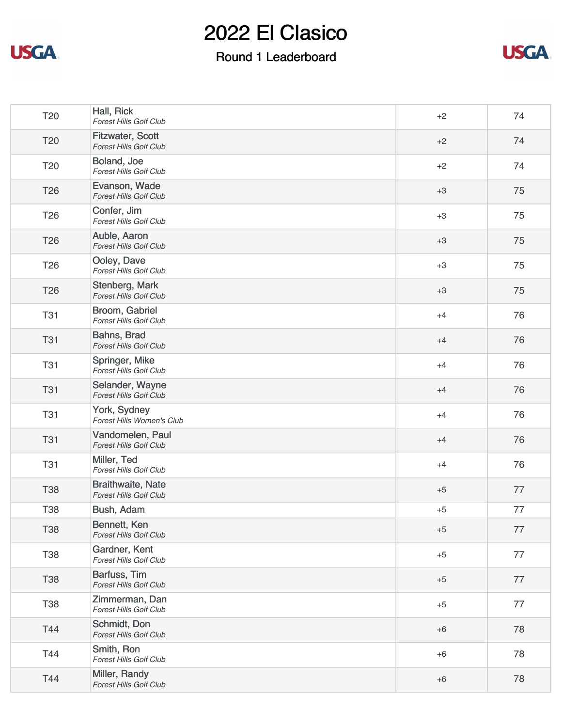# 2022 El Clasico

## Round 1 Leaderboard

| | | | |
|---|---|---|---|
| T20 | Hall, Rick<br>*Forest Hills Golf Club* | +2 | 74 |
| T20 | Fitzwater, Scott<br>*Forest Hills Golf Club* | +2 | 74 |
| T20 | Boland, Joe<br>*Forest Hills Golf Club* | +2 | 74 |
| T26 | Evanson, Wade<br>*Forest Hills Golf Club* | +3 | 75 |
| T26 | Confer, Jim<br>*Forest Hills Golf Club* | +3 | 75 |
| T26 | Auble, Aaron<br>*Forest Hills Golf Club* | +3 | 75 |
| T26 | Ooley, Dave<br>*Forest Hills Golf Club* | +3 | 75 |
| T26 | Stenberg, Mark<br>*Forest Hills Golf Club* | +3 | 75 |
| T31 | Broom, Gabriel<br>*Forest Hills Golf Club* | +4 | 76 |
| T31 | Bahns, Brad<br>*Forest Hills Golf Club* | +4 | 76 |
| T31 | Springer, Mike<br>*Forest Hills Golf Club* | +4 | 76 |
| T31 | Selander, Wayne<br>*Forest Hills Golf Club* | +4 | 76 |
| T31 | York, Sydney<br>*Forest Hills Women's Club* | +4 | 76 |
| T31 | Vandomelen, Paul<br>*Forest Hills Golf Club* | +4 | 76 |
| T31 | Miller, Ted<br>*Forest Hills Golf Club* | +4 | 76 |
| T38 | Braithwaite, Nate<br>*Forest Hills Golf Club* | +5 | 77 |
| T38 | Bush, Adam | +5 | 77 |
| T38 | Bennett, Ken<br>*Forest Hills Golf Club* | +5 | 77 |
| T38 | Gardner, Kent<br>*Forest Hills Golf Club* | +5 | 77 |
| T38 | Barfuss, Tim<br>*Forest Hills Golf Club* | +5 | 77 |
| T38 | Zimmerman, Dan<br>*Forest Hills Golf Club* | +5 | 77 |
| T44 | Schmidt, Don<br>*Forest Hills Golf Club* | +6 | 78 |
| T44 | Smith, Ron<br>*Forest Hills Golf Club* | +6 | 78 |
| T44 | Miller, Randy<br>*Forest Hills Golf Club* | +6 | 78 |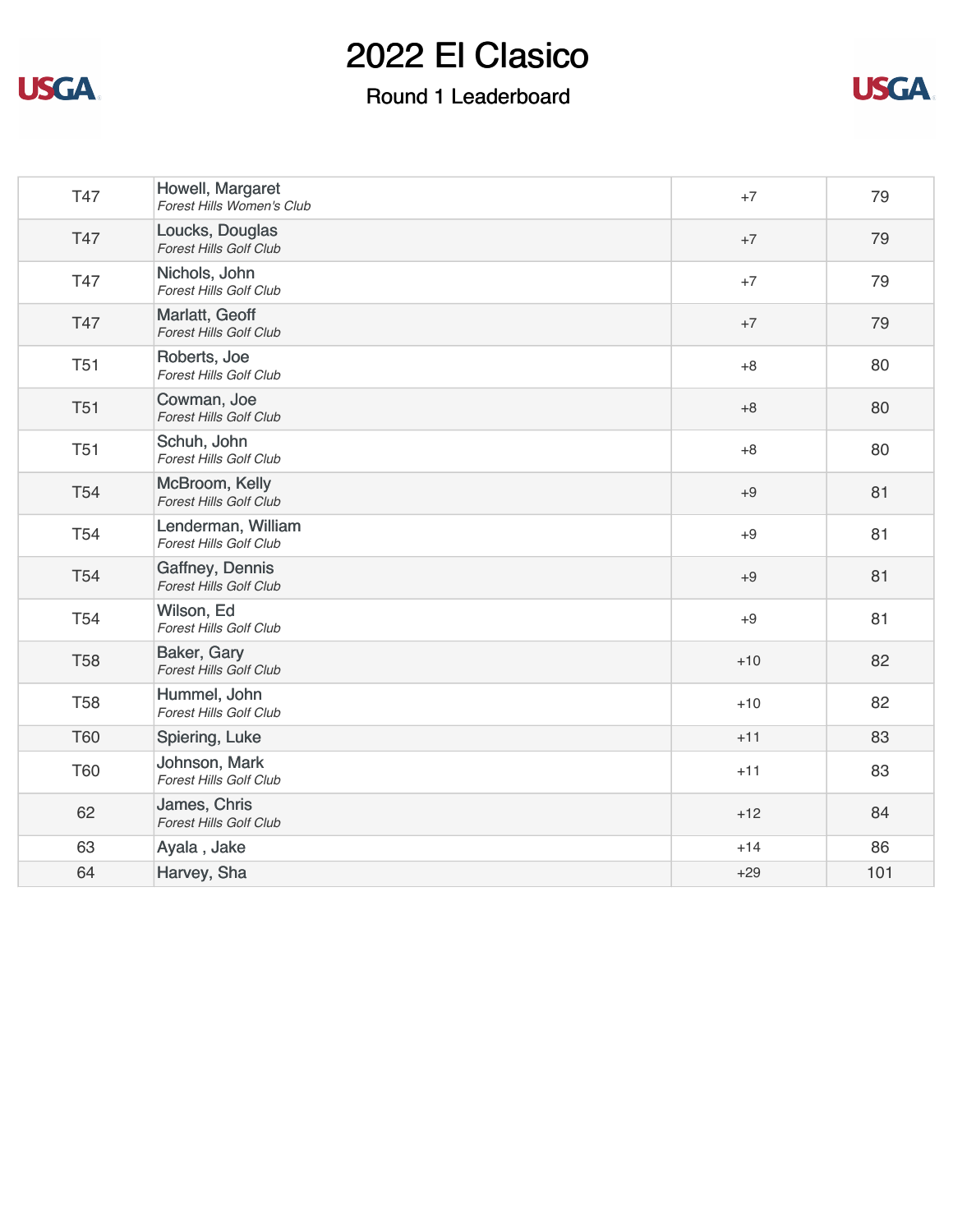# 2022 El Clasico

## Round 1 Leaderboard

| | | | |
|---|---|---|---|
| T47 | Howell, Margaret<br>*Forest Hills Women's Club* | +7 | 79 |
| T47 | Loucks, Douglas<br>*Forest Hills Golf Club* | +7 | 79 |
| T47 | Nichols, John<br>*Forest Hills Golf Club* | +7 | 79 |
| T47 | Marlatt, Geoff<br>*Forest Hills Golf Club* | +7 | 79 |
| T51 | Roberts, Joe<br>*Forest Hills Golf Club* | +8 | 80 |
| T51 | Cowman, Joe<br>*Forest Hills Golf Club* | +8 | 80 |
| T51 | Schuh, John<br>*Forest Hills Golf Club* | +8 | 80 |
| T54 | McBroom, Kelly<br>*Forest Hills Golf Club* | +9 | 81 |
| T54 | Lenderman, William<br>*Forest Hills Golf Club* | +9 | 81 |
| T54 | Gaffney, Dennis<br>*Forest Hills Golf Club* | +9 | 81 |
| T54 | Wilson, Ed<br>*Forest Hills Golf Club* | +9 | 81 |
| T58 | Baker, Gary<br>*Forest Hills Golf Club* | +10 | 82 |
| T58 | Hummel, John<br>*Forest Hills Golf Club* | +10 | 82 |
| T60 | Spiering, Luke | +11 | 83 |
| T60 | Johnson, Mark<br>*Forest Hills Golf Club* | +11 | 83 |
| 62 | James, Chris<br>*Forest Hills Golf Club* | +12 | 84 |
| 63 | Ayala , Jake | +14 | 86 |
| 64 | Harvey, Sha | +29 | 101 |